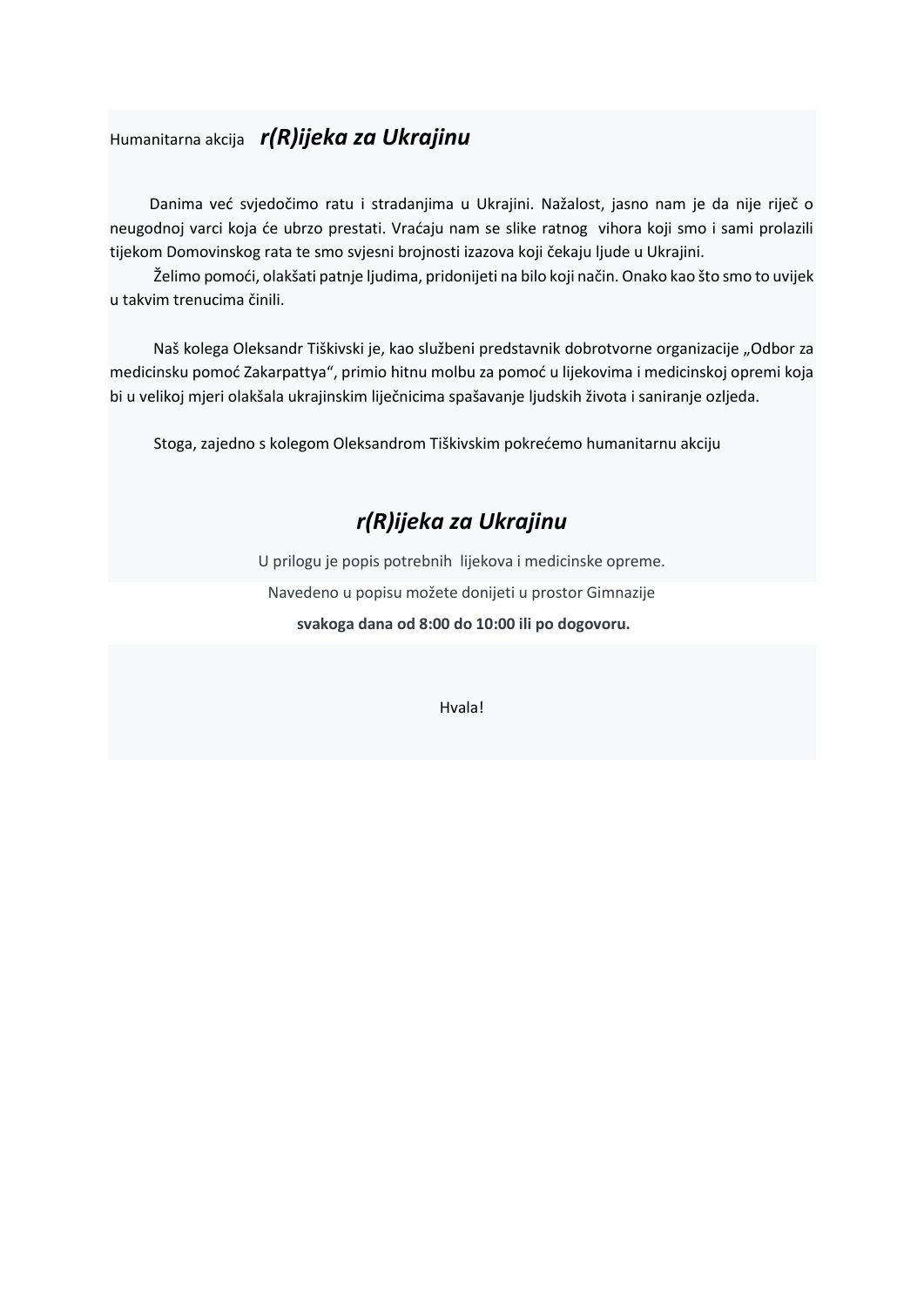Humanitarna akcija ***r(R)ijeka za Ukrajinu***

Danima već svjedočimo ratu i stradanjima u Ukrajini. Nažalost, jasno nam je da nije riječ o neugodnoj varci koja će ubrzo prestati. Vraćaju nam se slike ratnog vihora koji smo i sami prolazili tijekom Domovinskog rata te smo svjesni brojnosti izazova koji čekaju ljude u Ukrajini.

Želimo pomoći, olakšati patnje ljudima, pridonijeti na bilo koji način. Onako kao što smo to uvijek u takvim trenucima činili.

Naš kolega Oleksandr Tiškivski je, kao službeni predstavnik dobrotvorne organizacije „Odbor za medicinsku pomoć Zakarpattya", primio hitnu molbu za pomoć u lijekovima i medicinskoj opremi koja bi u velikoj mjeri olakšala ukrajinskim liječnicima spašavanje ljudskih života i saniranje ozljeda.

Stoga, zajedno s kolegom Oleksandrom Tiškivskim pokrećemo humanitarnu akciju

## ***r(R)ijeka za Ukrajinu***

U prilogu je popis potrebnih lijekova i medicinske opreme.

Navedeno u popisu možete donijeti u prostor Gimnazije

**svakoga dana od 8:00 do 10:00 ili po dogovoru.**

Hvala!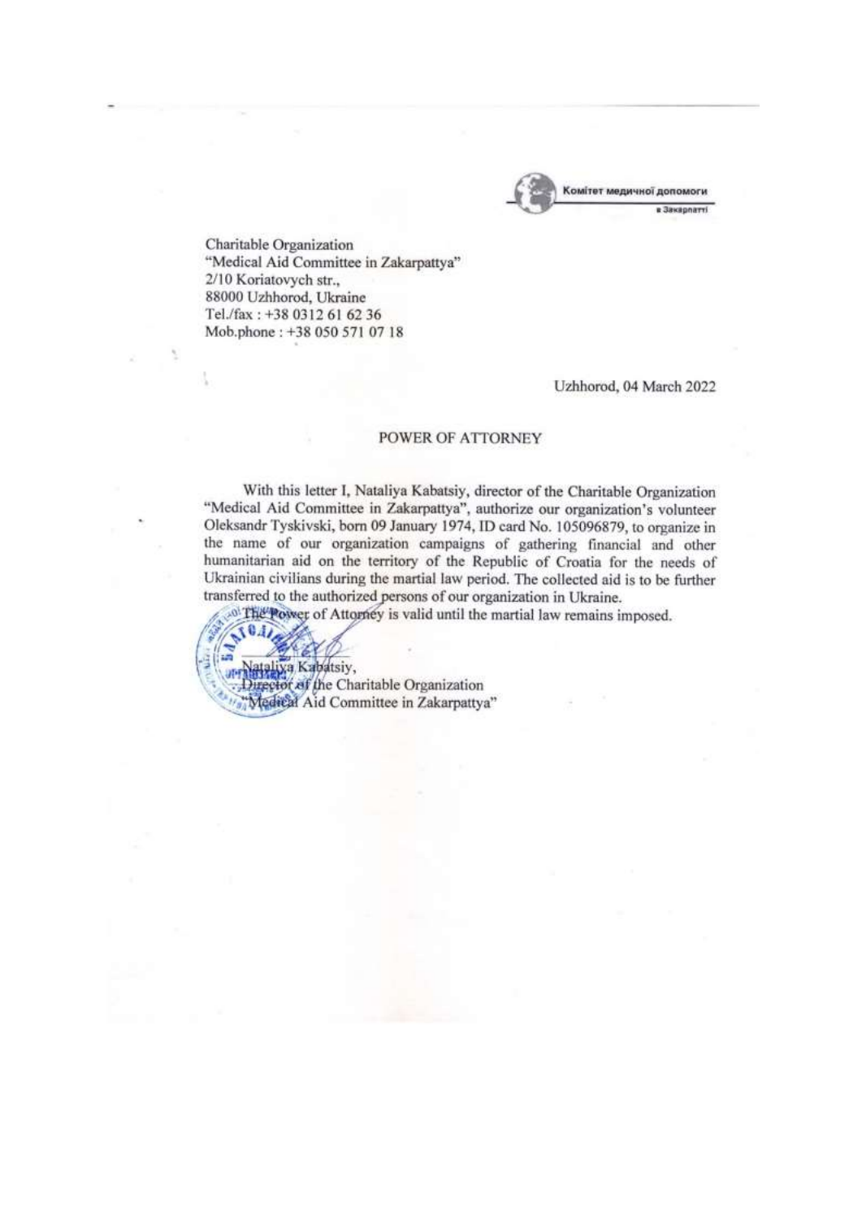Комітет медичної допомоги
в Закарпатті

Charitable Organization
"Medical Aid Committee in Zakarpattya"
2/10 Koriatovych str.,
88000 Uzhhorod, Ukraine
Tel./fax : +38 0312 61 62 36
Mob.phone : +38 050 571 07 18

Uzhhorod, 04 March 2022

POWER OF ATTORNEY

With this letter I, Nataliya Kabatsiy, director of the Charitable Organization "Medical Aid Committee in Zakarpattya", authorize our organization's volunteer Oleksandr Tyskivski, born 09 January 1974, ID card No. 105096879, to organize in the name of our organization campaigns of gathering financial and other humanitarian aid on the territory of the Republic of Croatia for the needs of Ukrainian civilians during the martial law period. The collected aid is to be further transferred to the authorized persons of our organization in Ukraine.

The Power of Attorney is valid until the martial law remains imposed.

Nataliya Kabatsiy,
Director of the Charitable Organization
"Medical Aid Committee in Zakarpattya"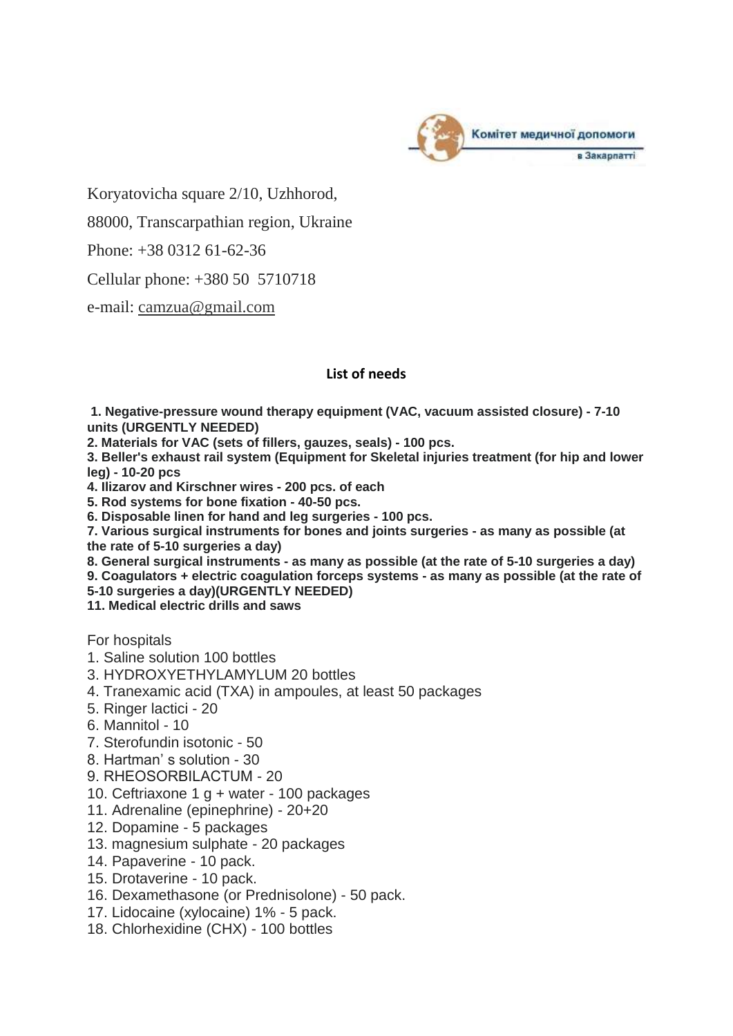Комітет медичної допомоги
в Закарпатті

Koryatovicha square 2/10, Uzhhorod,

88000, Transcarpathian region, Ukraine

Phone: +38 0312 61-62-36

Cellular phone: +380 50 5710718

e-mail: camzua@gmail.com

## List of needs

**1. Negative-pressure wound therapy equipment (VAC, vacuum assisted closure) - 7-10 units (URGENTLY NEEDED)**
**2. Materials for VAC (sets of fillers, gauzes, seals) - 100 pcs.**
**3. Beller's exhaust rail system (Equipment for Skeletal injuries treatment (for hip and lower leg) - 10-20 pcs**
**4. Ilizarov and Kirschner wires - 200 pcs. of each**
**5. Rod systems for bone fixation - 40-50 pcs.**
**6. Disposable linen for hand and leg surgeries - 100 pcs.**
**7. Various surgical instruments for bones and joints surgeries - as many as possible (at the rate of 5-10 surgeries a day)**
**8. General surgical instruments - as many as possible (at the rate of 5-10 surgeries a day)**
**9. Coagulators + electric coagulation forceps systems - as many as possible (at the rate of 5-10 surgeries a day)(URGENTLY NEEDED)**
**11. Medical electric drills and saws**

For hospitals
1. Saline solution 100 bottles
3. HYDROXYETHYLAMYLUM 20 bottles
4. Tranexamic acid (TXA) in ampoules, at least 50 packages
5. Ringer lactici - 20
6. Mannitol - 10
7. Sterofundin isotonic - 50
8. Hartman' s solution - 30
9. RHEOSORBILACTUM - 20
10. Ceftriaxone 1 g + water - 100 packages
11. Adrenaline (epinephrine) - 20+20
12. Dopamine - 5 packages
13. magnesium sulphate - 20 packages
14. Papaverine - 10 pack.
15. Drotaverine - 10 pack.
16. Dexamethasone (or Prednisolone) - 50 pack.
17. Lidocaine (xylocaine) 1% - 5 pack.
18. Chlorhexidine (CHX) - 100 bottles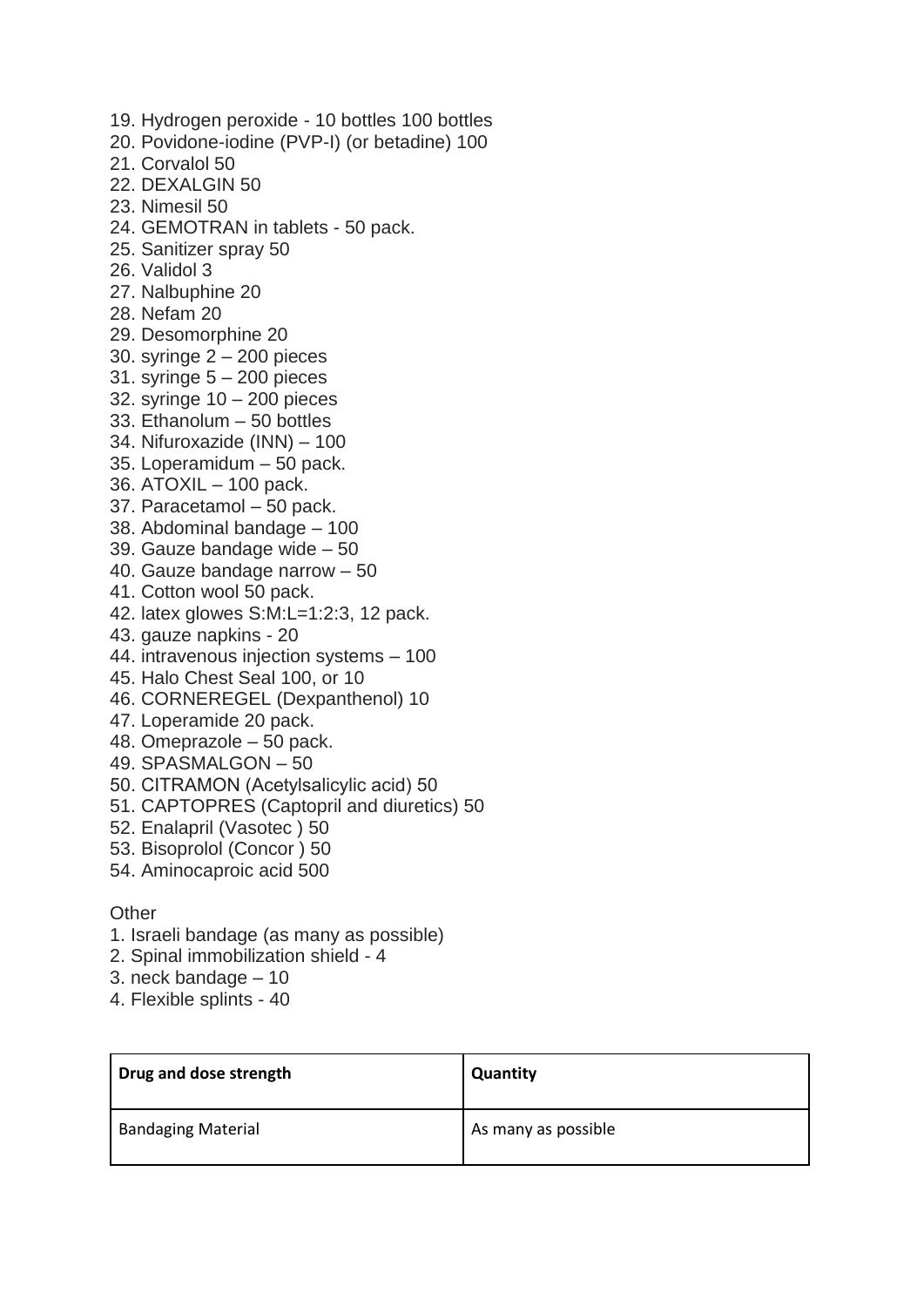19. Hydrogen peroxide - 10 bottles 100 bottles
20. Povidone-iodine (PVP-I) (or betadine) 100
21. Corvalol 50
22. DEXALGIN 50
23. Nimesil 50
24. GEMOTRAN in tablets - 50 pack.
25. Sanitizer spray 50
26. Validol 3
27. Nalbuphine 20
28. Nefam 20
29. Desomorphine 20
30. syringe 2 – 200 pieces
31. syringe 5 – 200 pieces
32. syringe 10 – 200 pieces
33. Ethanolum – 50 bottles
34. Nifuroxazide (INN) – 100
35. Loperamidum – 50 pack.
36. ATOXIL – 100 pack.
37. Paracetamol – 50 pack.
38. Abdominal bandage – 100
39. Gauze bandage wide – 50
40. Gauze bandage narrow – 50
41. Cotton wool 50 pack.
42. latex glowes S:M:L=1:2:3, 12 pack.
43. gauze napkins - 20
44. intravenous injection systems – 100
45. Halo Chest Seal 100, or 10
46. CORNEREGEL (Dexpanthenol) 10
47. Loperamide 20 pack.
48. Omeprazole – 50 pack.
49. SPASMALGON – 50
50. CITRAMON (Acetylsalicylic acid) 50
51. CAPTOPRES (Captopril and diuretics) 50
52. Enalapril (Vasotec ) 50
53. Bisoprolol (Concor ) 50
54. Aminocaproic acid 500

Other

1. Israeli bandage (as many as possible)
2. Spinal immobilization shield - 4
3. neck bandage – 10
4. Flexible splints - 40

| **Drug and dose strength** | **Quantity** |
| --- | --- |
| Bandaging Material | As many as possible |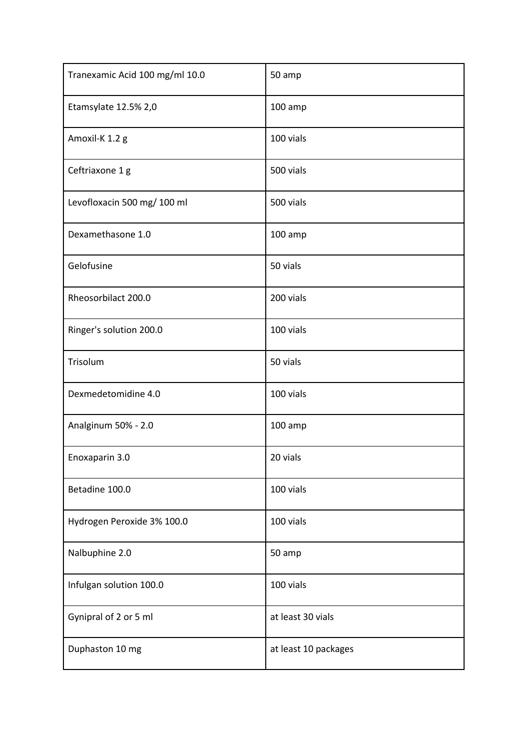| Tranexamic Acid 100 mg/ml 10.0 | 50 amp |
|---|---|
| Etamsylate 12.5% 2,0 | 100 amp |
| Amoxil-K 1.2 g | 100 vials |
| Ceftriaxone 1 g | 500 vials |
| Levofloxacin 500 mg/ 100 ml | 500 vials |
| Dexamethasone 1.0 | 100 amp |
| Gelofusine | 50 vials |
| Rheosorbilact 200.0 | 200 vials |
| Ringer's solution 200.0 | 100 vials |
| Trisolum | 50 vials |
| Dexmedetomidine 4.0 | 100 vials |
| Analginum 50% - 2.0 | 100 amp |
| Enoxaparin 3.0 | 20 vials |
| Betadine 100.0 | 100 vials |
| Hydrogen Peroxide 3% 100.0 | 100 vials |
| Nalbuphine 2.0 | 50 amp |
| Infulgan solution 100.0 | 100 vials |
| Gynipral of 2 or 5 ml | at least 30 vials |
| Duphaston 10 mg | at least 10 packages |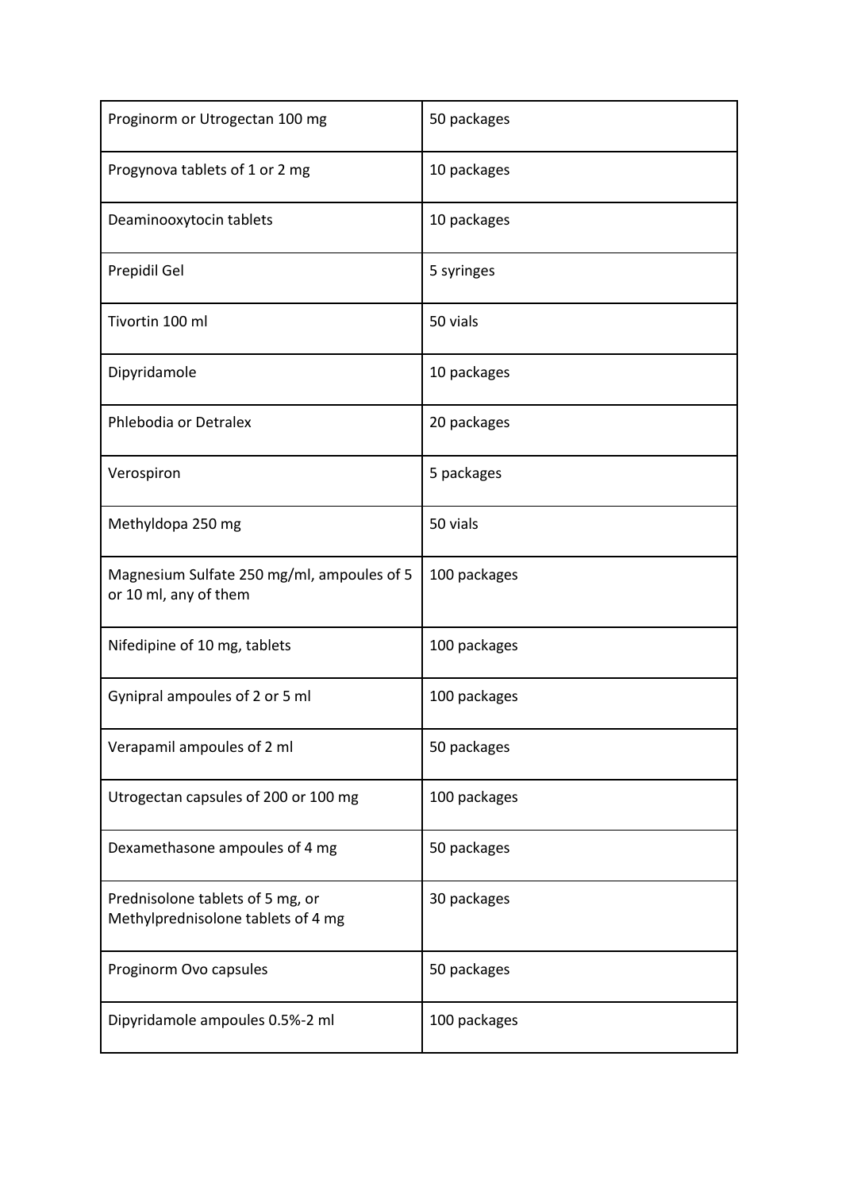| Proginorm or Utrogectan 100 mg | 50 packages |
|---|---|
| Progynova tablets of 1 or 2 mg | 10 packages |
| Deaminooxytocin tablets | 10 packages |
| Prepidil Gel | 5 syringes |
| Tivortin 100 ml | 50 vials |
| Dipyridamole | 10 packages |
| Phlebodia or Detralex | 20 packages |
| Verospiron | 5 packages |
| Methyldopa 250 mg | 50 vials |
| Magnesium Sulfate 250 mg/ml, ampoules of 5 or 10 ml, any of them | 100 packages |
| Nifedipine of 10 mg, tablets | 100 packages |
| Gynipral ampoules of 2 or 5 ml | 100 packages |
| Verapamil ampoules of 2 ml | 50 packages |
| Utrogectan capsules of 200 or 100 mg | 100 packages |
| Dexamethasone ampoules of 4 mg | 50 packages |
| Prednisolone tablets of 5 mg, or Methylprednisolone tablets of 4 mg | 30 packages |
| Proginorm Ovo capsules | 50 packages |
| Dipyridamole ampoules 0.5%-2 ml | 100 packages |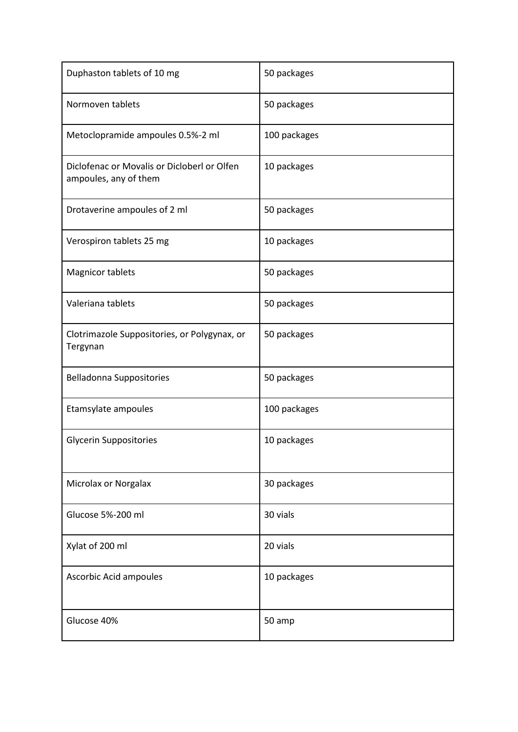| Duphaston tablets of 10 mg | 50 packages |
|---|---|
| Normoven tablets | 50 packages |
| Metoclopramide ampoules 0.5%-2 ml | 100 packages |
| Diclofenac or Movalis or Dicloberl or Olfen ampoules, any of them | 10 packages |
| Drotaverine ampoules of 2 ml | 50 packages |
| Verospiron tablets 25 mg | 10 packages |
| Magnicor tablets | 50 packages |
| Valeriana tablets | 50 packages |
| Clotrimazole Suppositories, or Polygynax, or Tergynan | 50 packages |
| Belladonna Suppositories | 50 packages |
| Etamsylate ampoules | 100 packages |
| Glycerin Suppositories | 10 packages |
| Microlax or Norgalax | 30 packages |
| Glucose 5%-200 ml | 30 vials |
| Xylat of 200 ml | 20 vials |
| Ascorbic Acid ampoules | 10 packages |
| Glucose 40% | 50 amp |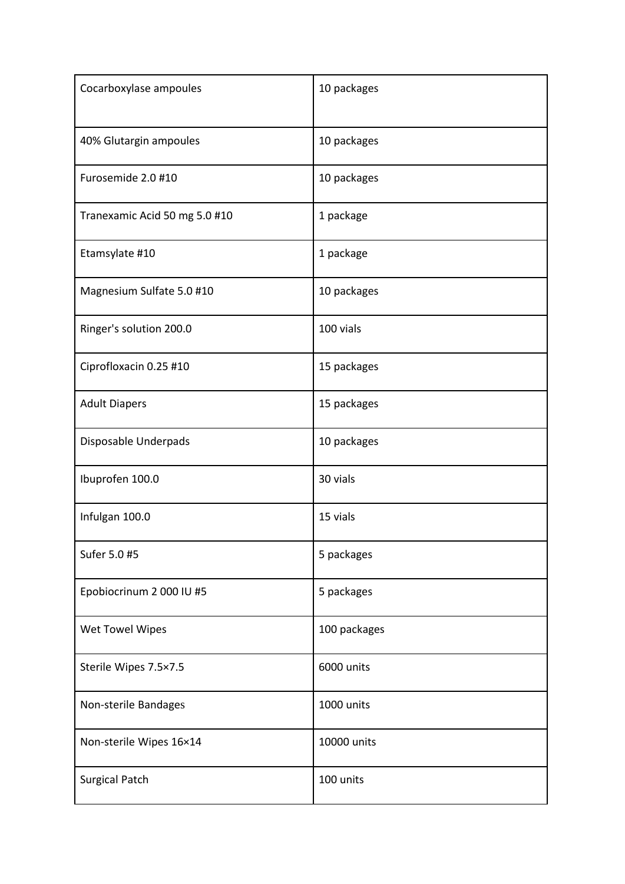| | |
|---|---|
| Cocarboxylase ampoules | 10 packages |
| 40% Glutargin ampoules | 10 packages |
| Furosemide 2.0 #10 | 10 packages |
| Tranexamic Acid 50 mg 5.0 #10 | 1 package |
| Etamsylate #10 | 1 package |
| Magnesium Sulfate 5.0 #10 | 10 packages |
| Ringer's solution 200.0 | 100 vials |
| Ciprofloxacin 0.25 #10 | 15 packages |
| Adult Diapers | 15 packages |
| Disposable Underpads | 10 packages |
| Ibuprofen 100.0 | 30 vials |
| Infulgan 100.0 | 15 vials |
| Sufer 5.0 #5 | 5 packages |
| Epobiocrinum 2 000 IU #5 | 5 packages |
| Wet Towel Wipes | 100 packages |
| Sterile Wipes 7.5×7.5 | 6000 units |
| Non-sterile Bandages | 1000 units |
| Non-sterile Wipes 16×14 | 10000 units |
| Surgical Patch | 100 units |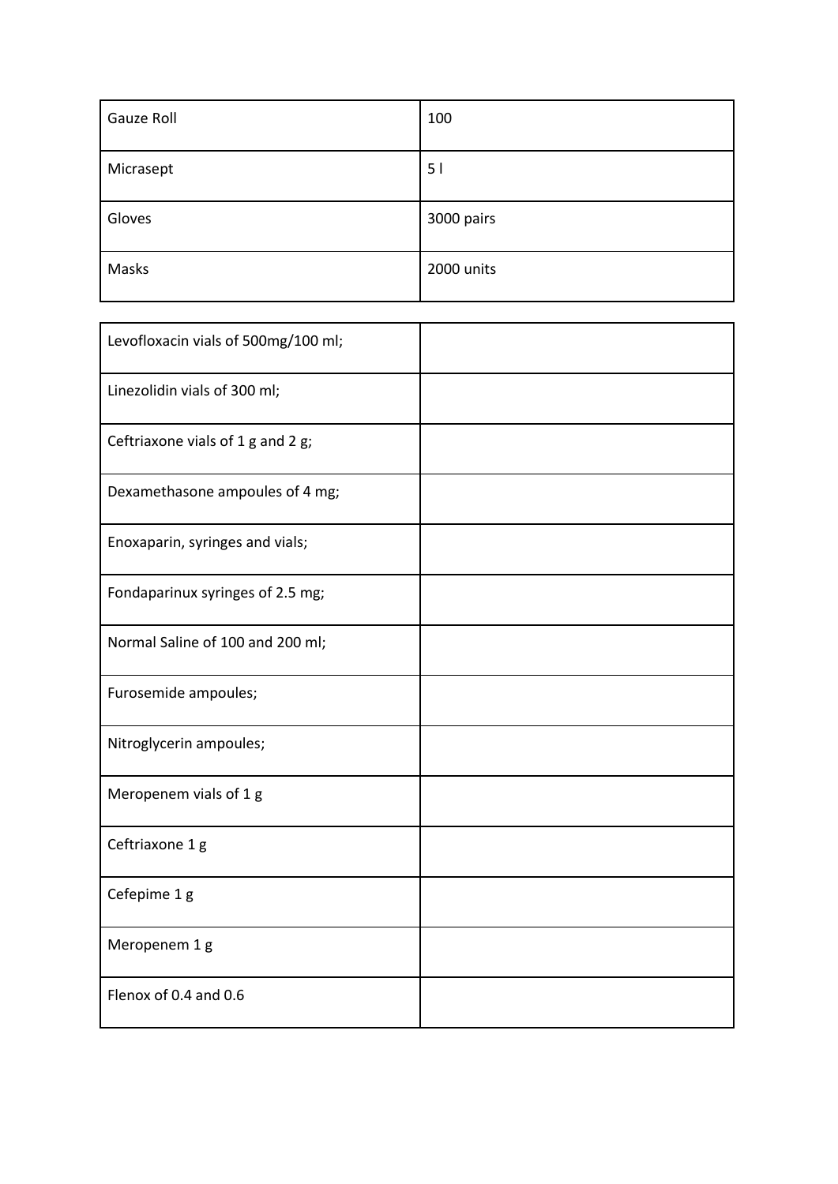| Gauze Roll | 100 |
| --- | --- |
| Micrasept | 5 l |
| Gloves | 3000 pairs |
| Masks | 2000 units |

| Levofloxacin vials of 500mg/100 ml; | |
| --- | --- |
| Linezolidin vials of 300 ml; | |
| Ceftriaxone vials of 1 g and 2 g; | |
| Dexamethasone ampoules of 4 mg; | |
| Enoxaparin, syringes and vials; | |
| Fondaparinux syringes of 2.5 mg; | |
| Normal Saline of 100 and 200 ml; | |
| Furosemide ampoules; | |
| Nitroglycerin ampoules; | |
| Meropenem vials of 1 g | |
| Ceftriaxone 1 g | |
| Cefepime 1 g | |
| Meropenem 1 g | |
| Flenox of 0.4 and 0.6 | |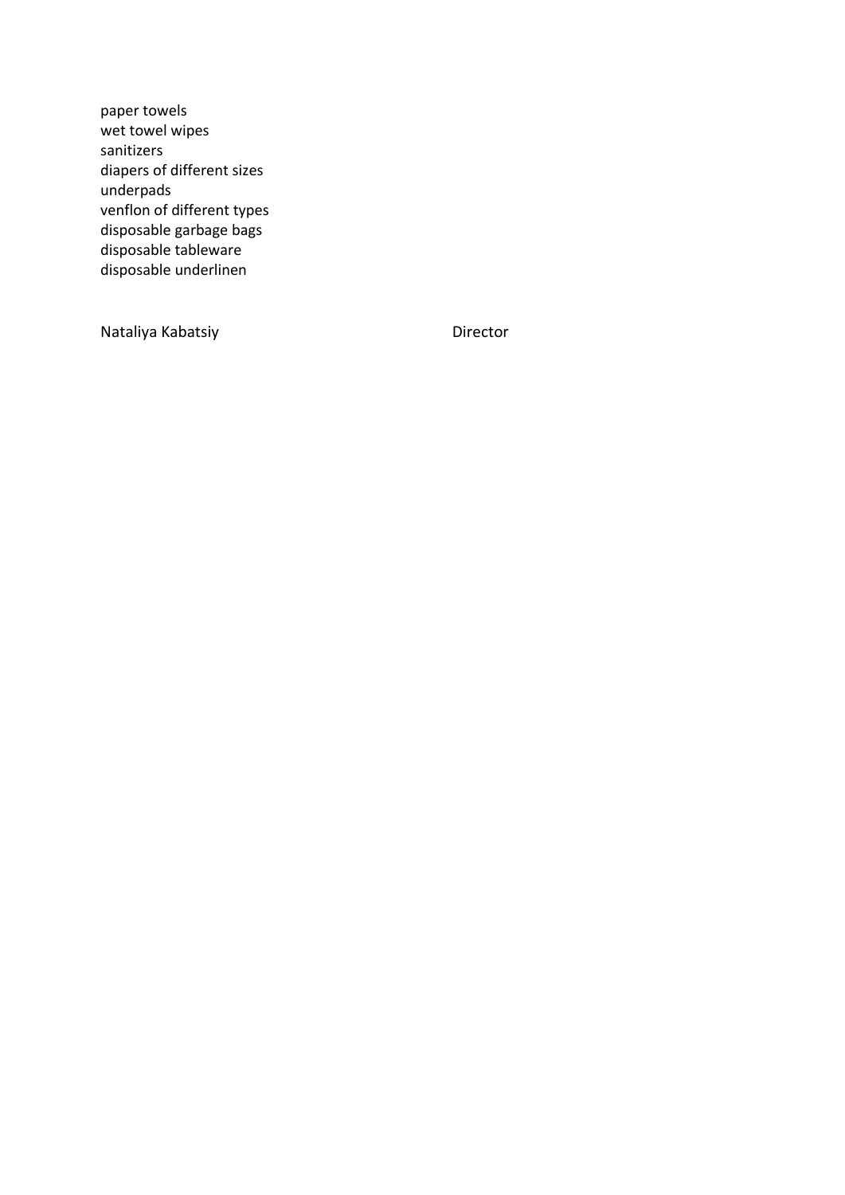paper towels
wet towel wipes
sanitizers
diapers of different sizes
underpads
venflon of different types
disposable garbage bags
disposable tableware
disposable underlinen

Nataliya Kabatsiy Director